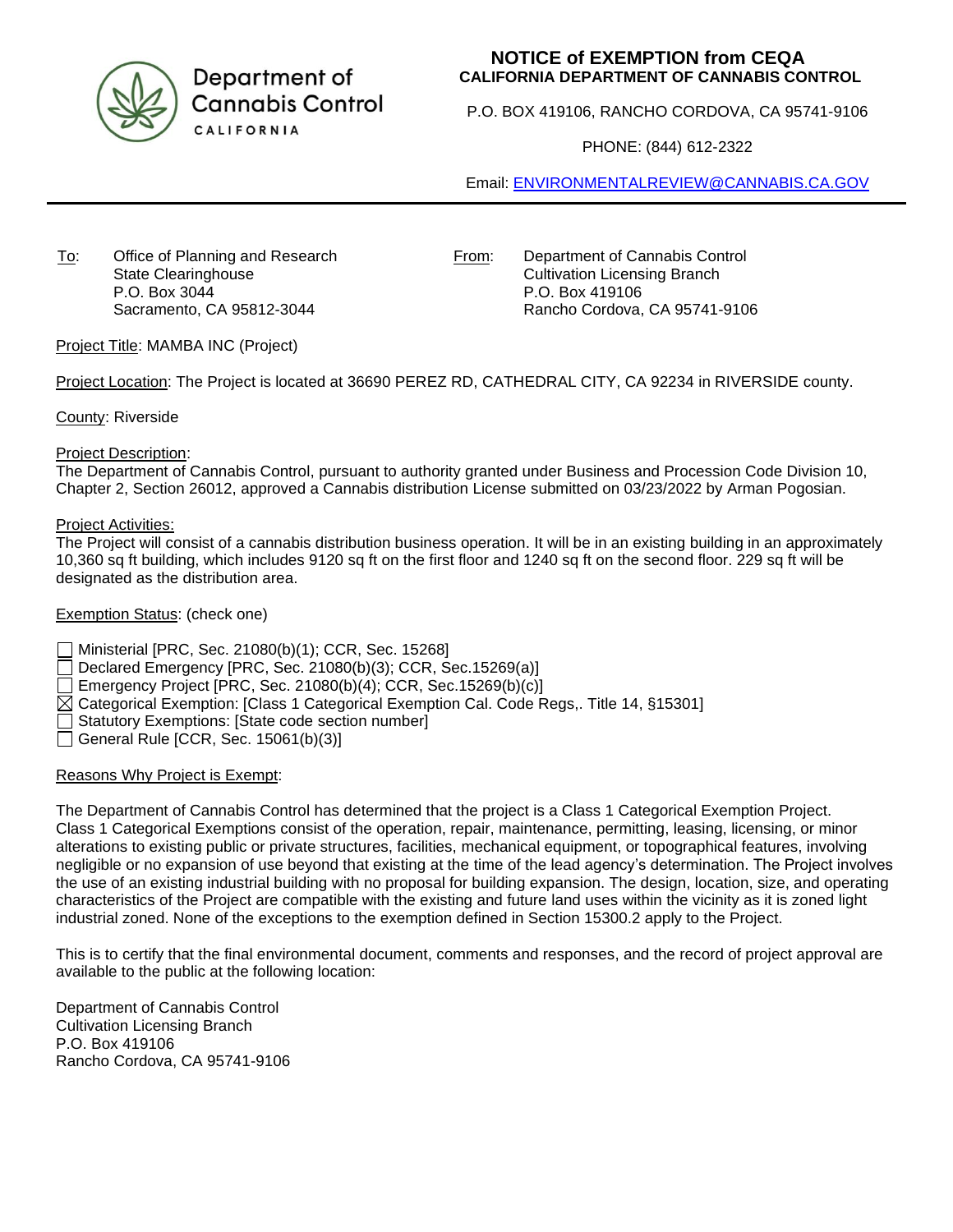Department of Cannabis Control
CALIFORNIA

# NOTICE of EXEMPTION from CEQA
## CALIFORNIA DEPARTMENT OF CANNABIS CONTROL

P.O. BOX 419106, RANCHO CORDOVA, CA 95741-9106

PHONE: (844) 612-2322

Email: ENVIRONMENTALREVIEW@CANNABIS.CA.GOV

---

To: Office of Planning and Research
State Clearinghouse
P.O. Box 3044
Sacramento, CA 95812-3044

From: Department of Cannabis Control
Cultivation Licensing Branch
P.O. Box 419106
Rancho Cordova, CA 95741-9106

Project Title: MAMBA INC (Project)

Project Location: The Project is located at 36690 PEREZ RD, CATHEDRAL CITY, CA 92234 in RIVERSIDE county.

County: Riverside

Project Description:
The Department of Cannabis Control, pursuant to authority granted under Business and Procession Code Division 10, Chapter 2, Section 26012, approved a Cannabis distribution License submitted on 03/23/2022 by Arman Pogosian.

Project Activities:
The Project will consist of a cannabis distribution business operation. It will be in an existing building in an approximately 10,360 sq ft building, which includes 9120 sq ft on the first floor and 1240 sq ft on the second floor. 229 sq ft will be designated as the distribution area.

Exemption Status: (check one)

- ☐ Ministerial [PRC, Sec. 21080(b)(1); CCR, Sec. 15268]
- ☐ Declared Emergency [PRC, Sec. 21080(b)(3); CCR, Sec.15269(a)]
- ☐ Emergency Project [PRC, Sec. 21080(b)(4); CCR, Sec.15269(b)(c)]
- ☒ Categorical Exemption: [Class 1 Categorical Exemption Cal. Code Regs,. Title 14, §15301]
- ☐ Statutory Exemptions: [State code section number]
- ☐ General Rule [CCR, Sec. 15061(b)(3)]

Reasons Why Project is Exempt:

The Department of Cannabis Control has determined that the project is a Class 1 Categorical Exemption Project. Class 1 Categorical Exemptions consist of the operation, repair, maintenance, permitting, leasing, licensing, or minor alterations to existing public or private structures, facilities, mechanical equipment, or topographical features, involving negligible or no expansion of use beyond that existing at the time of the lead agency's determination. The Project involves the use of an existing industrial building with no proposal for building expansion. The design, location, size, and operating characteristics of the Project are compatible with the existing and future land uses within the vicinity as it is zoned light industrial zoned. None of the exceptions to the exemption defined in Section 15300.2 apply to the Project.

This is to certify that the final environmental document, comments and responses, and the record of project approval are available to the public at the following location:

Department of Cannabis Control
Cultivation Licensing Branch
P.O. Box 419106
Rancho Cordova, CA 95741-9106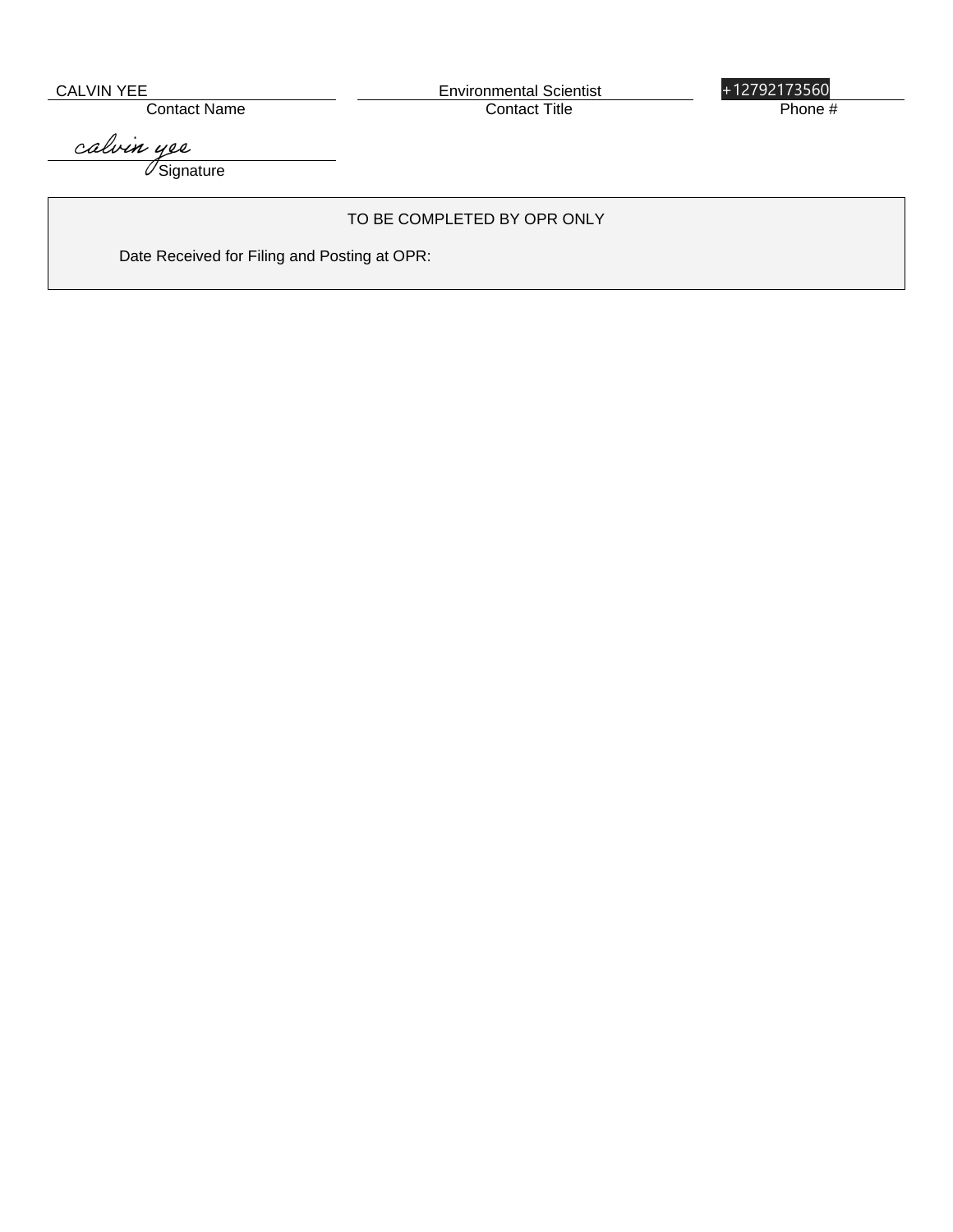| CALVIN YEE | Environmental Scientist | +12792173560 |
| --- | --- | --- |
| Contact Name | Contact Title | Phone # |

calvin yee

Signature

TO BE COMPLETED BY OPR ONLY

Date Received for Filing and Posting at OPR: